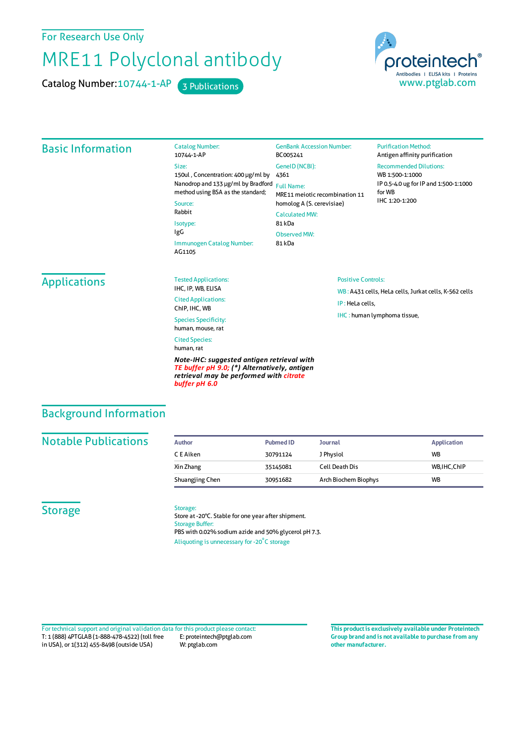For Research Use Only

# MRE11 Polyclonal antibody

Catalog Number: 10744-1-AP    3 Publications

proteintech® Antibodies | ELISA kits | Proteins
www.ptglab.com

## Basic Information

**Catalog Number:**
10744-1-AP

**Size:**
150ul , Concentration: 400 μg/ml by Nanodrop and 133 μg/ml by Bradford method using BSA as the standard;

**Source:**
Rabbit

**Isotype:**
IgG

**Immunogen Catalog Number:**
AG1105

**GenBank Accession Number:**
BC005241

**GeneID (NCBI):**
4361

**Full Name:**
MRE11 meiotic recombination 11 homolog A (S. cerevisiae)

**Calculated MW:**
81 kDa

**Observed MW:**
81 kDa

**Purification Method:**
Antigen affinity purification

**Recommended Dilutions:**
WB 1:500-1:1000
IP 0.5-4.0 ug for IP and 1:500-1:1000 for WB
IHC 1:20-1:200

## Applications

**Tested Applications:**
IHC, IP, WB, ELISA

**Cited Applications:**
ChIP, IHC, WB

**Species Specificity:**
human, mouse, rat

**Cited Species:**
human, rat

***Note-IHC: suggested antigen retrieval with TE buffer pH 9.0; (\*) Alternatively, antigen retrieval may be performed with citrate buffer pH 6.0***

**Positive Controls:**

WB : A431 cells, HeLa cells, Jurkat cells, K-562 cells

IP : HeLa cells,

IHC : human lymphoma tissue,

## Background Information

## Notable Publications

| Author | Pubmed ID | Journal | Application |
|---|---|---|---|
| C E Aiken | 30791124 | J Physiol | WB |
| Xin Zhang | 35145081 | Cell Death Dis | WB,IHC,ChIP |
| Shuangjing Chen | 30951682 | Arch Biochem Biophys | WB |

## Storage

**Storage:**
Store at -20°C. Stable for one year after shipment.

**Storage Buffer:**
PBS with 0.02% sodium azide and 50% glycerol pH 7.3.

Aliquoting is unnecessary for -20°C storage

For technical support and original validation data for this product please contact:
T: 1 (888) 4PTGLAB (1-888-478-4522) (toll free in USA), or 1(312) 455-8498 (outside USA)
E: proteintech@ptglab.com
W: ptglab.com

**This product is exclusively available under Proteintech Group brand and is not available to purchase from any other manufacturer.**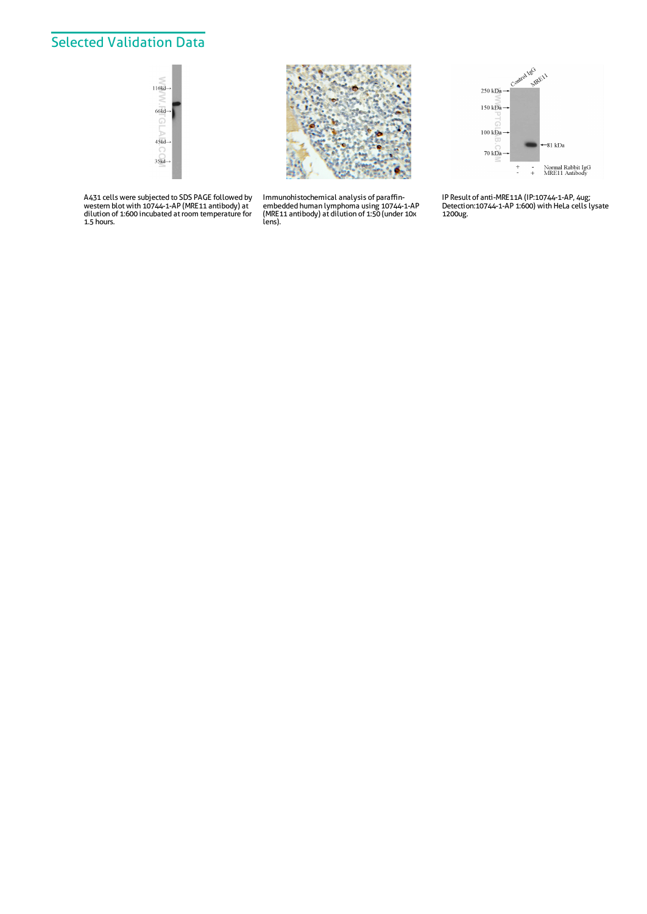## Selected Validation Data

116kd→
66kd→
45kd→
35kd→

A431 cells were subjected to SDS PAGE followed by western blot with 10744-1-AP (MRE11 antibody) at dilution of 1:600 incubated at room temperature for 1.5 hours.

Immunohistochemical analysis of paraffin-embedded human lymphoma using 10744-1-AP (MRE11 antibody) at dilution of 1:50 (under 10x lens).

Control IgG
MRE11
250 kDa→
150 kDa→
100 kDa→
70 kDa→
←81 kDa
+ - Normal Rabbit IgG
- + MRE11 Antibody

IP Result of anti-MRE11A (IP:10744-1-AP, 4ug; Detection:10744-1-AP 1:600) with HeLa cells lysate 1200ug.